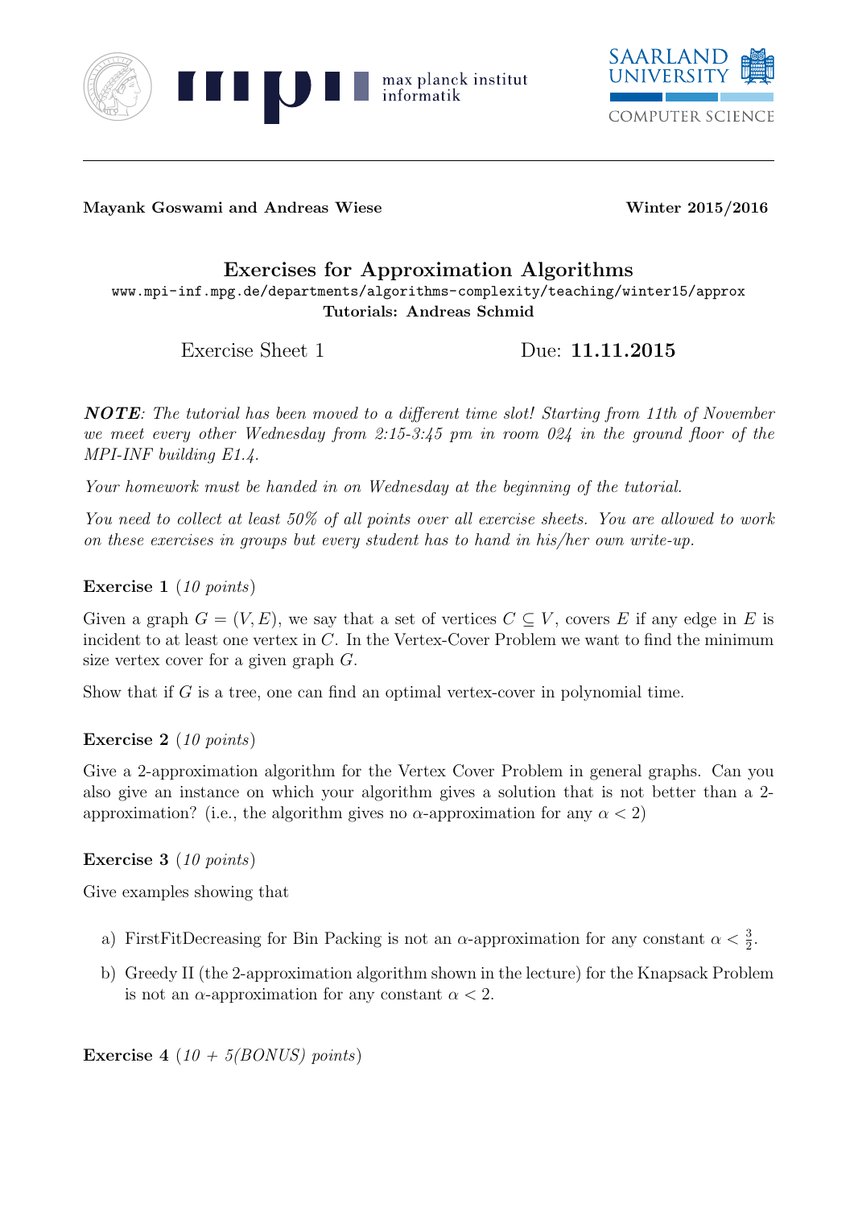**Mayank Goswami and Andreas Wiese** **Winter 2015/2016**

# Exercises for Approximation Algorithms

www.mpi-inf.mpg.de/departments/algorithms-complexity/teaching/winter15/approx

**Tutorials: Andreas Schmid**

Exercise Sheet 1 Due: **11.11.2015**

***NOTE****: The tutorial has been moved to a different time slot! Starting from 11th of November we meet every other Wednesday from 2:15-3:45 pm in room 024 in the ground floor of the MPI-INF building E1.4.*

*Your homework must be handed in on Wednesday at the beginning of the tutorial.*

*You need to collect at least 50% of all points over all exercise sheets. You are allowed to work on these exercises in groups but every student has to hand in his/her own write-up.*

**Exercise 1** (*10 points*)

Given a graph $G = (V, E)$, we say that a set of vertices $C \subseteq V$, covers $E$ if any edge in $E$ is incident to at least one vertex in $C$. In the Vertex-Cover Problem we want to find the minimum size vertex cover for a given graph $G$.

Show that if $G$ is a tree, one can find an optimal vertex-cover in polynomial time.

**Exercise 2** (*10 points*)

Give a 2-approximation algorithm for the Vertex Cover Problem in general graphs. Can you also give an instance on which your algorithm gives a solution that is not better than a 2-approximation? (i.e., the algorithm gives no $\alpha$-approximation for any $\alpha < 2$)

**Exercise 3** (*10 points*)

Give examples showing that

a) FirstFitDecreasing for Bin Packing is not an $\alpha$-approximation for any constant $\alpha < \frac{3}{2}$.

b) Greedy II (the 2-approximation algorithm shown in the lecture) for the Knapsack Problem is not an $\alpha$-approximation for any constant $\alpha < 2$.

**Exercise 4** (*10 + 5(BONUS) points*)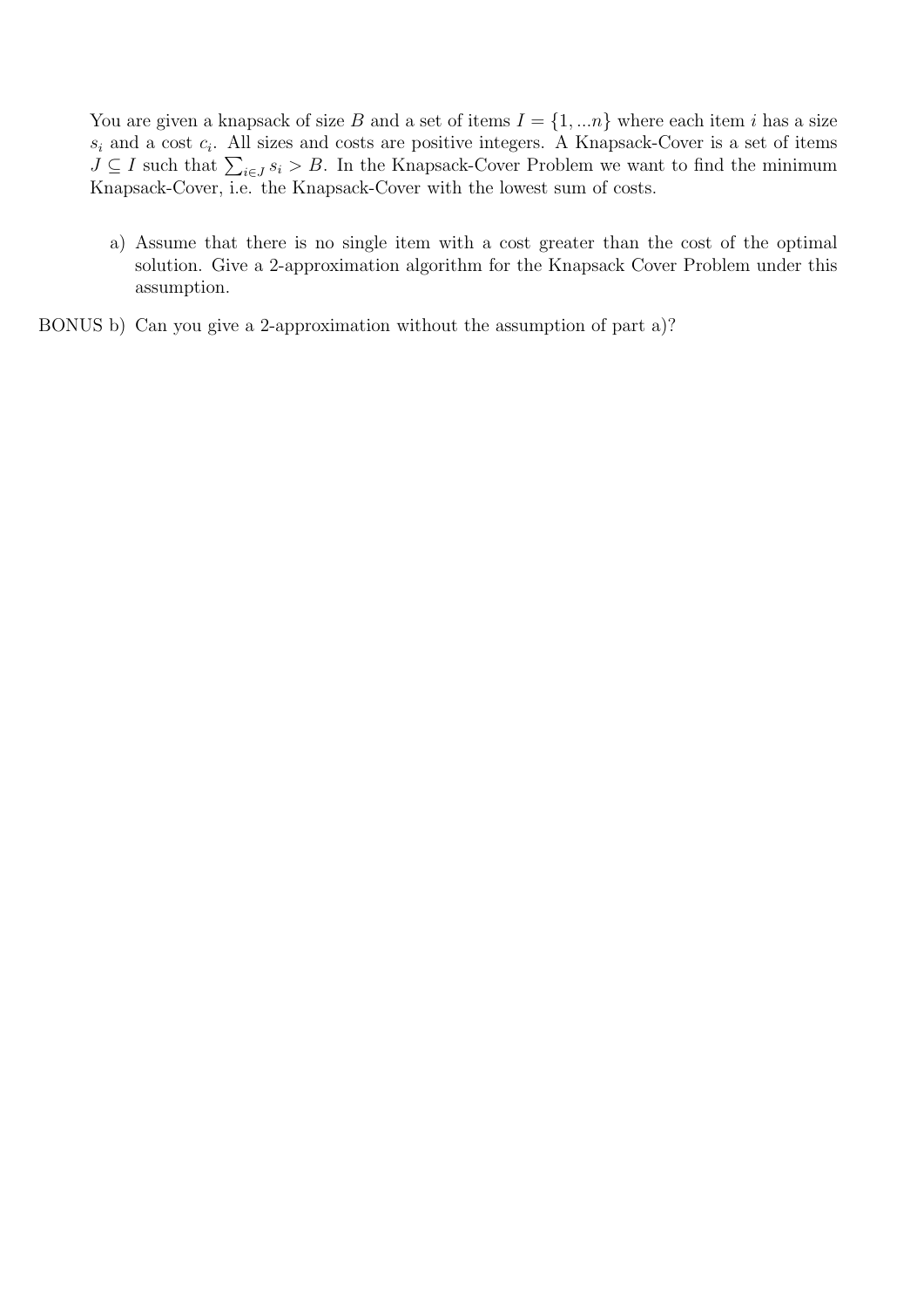You are given a knapsack of size $B$ and a set of items $I = \{1, ...n\}$ where each item $i$ has a size $s_i$ and a cost $c_i$. All sizes and costs are positive integers. A Knapsack-Cover is a set of items $J \subseteq I$ such that $\sum_{i \in J} s_i > B$. In the Knapsack-Cover Problem we want to find the minimum Knapsack-Cover, i.e. the Knapsack-Cover with the lowest sum of costs.

a) Assume that there is no single item with a cost greater than the cost of the optimal solution. Give a 2-approximation algorithm for the Knapsack Cover Problem under this assumption.

BONUS b) Can you give a 2-approximation without the assumption of part a)?